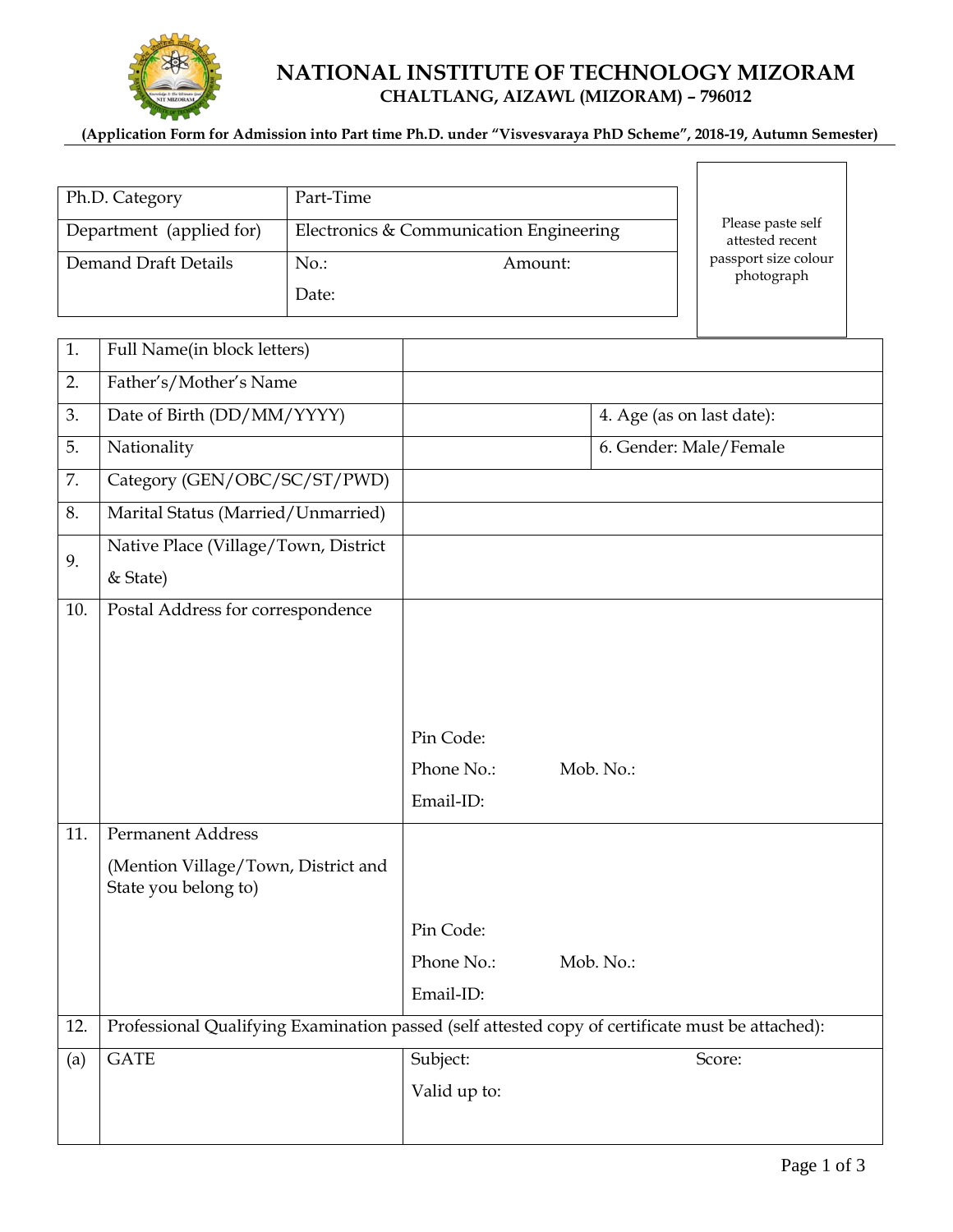# NATIONAL INSTITUTE OF TECHNOLOGY MIZORAM

## CHALTLANG, AIZAWL (MIZORAM) – 796012

**(Application Form for Admission into Part time Ph.D. under "Visvesvaraya PhD Scheme", 2018-19, Autumn Semester)**

| Ph.D. Category | Part-Time | |
|---|---|---|
| Department (applied for) | Electronics & Communication Engineering | |
| Demand Draft Details | No.: Date: | Amount: |

Please paste self attested recent passport size colour photograph

| | | | |
|---|---|---|---|
| 1. | Full Name(in block letters) | | |
| 2. | Father's/Mother's Name | | |
| 3. | Date of Birth (DD/MM/YYYY) | | 4. Age (as on last date): |
| 5. | Nationality | | 6. Gender: Male/Female |
| 7. | Category (GEN/OBC/SC/ST/PWD) | | |
| 8. | Marital Status (Married/Unmarried) | | |
| 9. | Native Place (Village/Town, District & State) | | |
| 10. | Postal Address for correspondence | Pin Code: Phone No.: Email-ID: | Mob. No.: |
| 11. | Permanent Address (Mention Village/Town, District and State you belong to) | Pin Code: Phone No.: Email-ID: | Mob. No.: |
| 12. | Professional Qualifying Examination passed (self attested copy of certificate must be attached): | | |
| (a) | GATE | Subject: Valid up to: | Score: |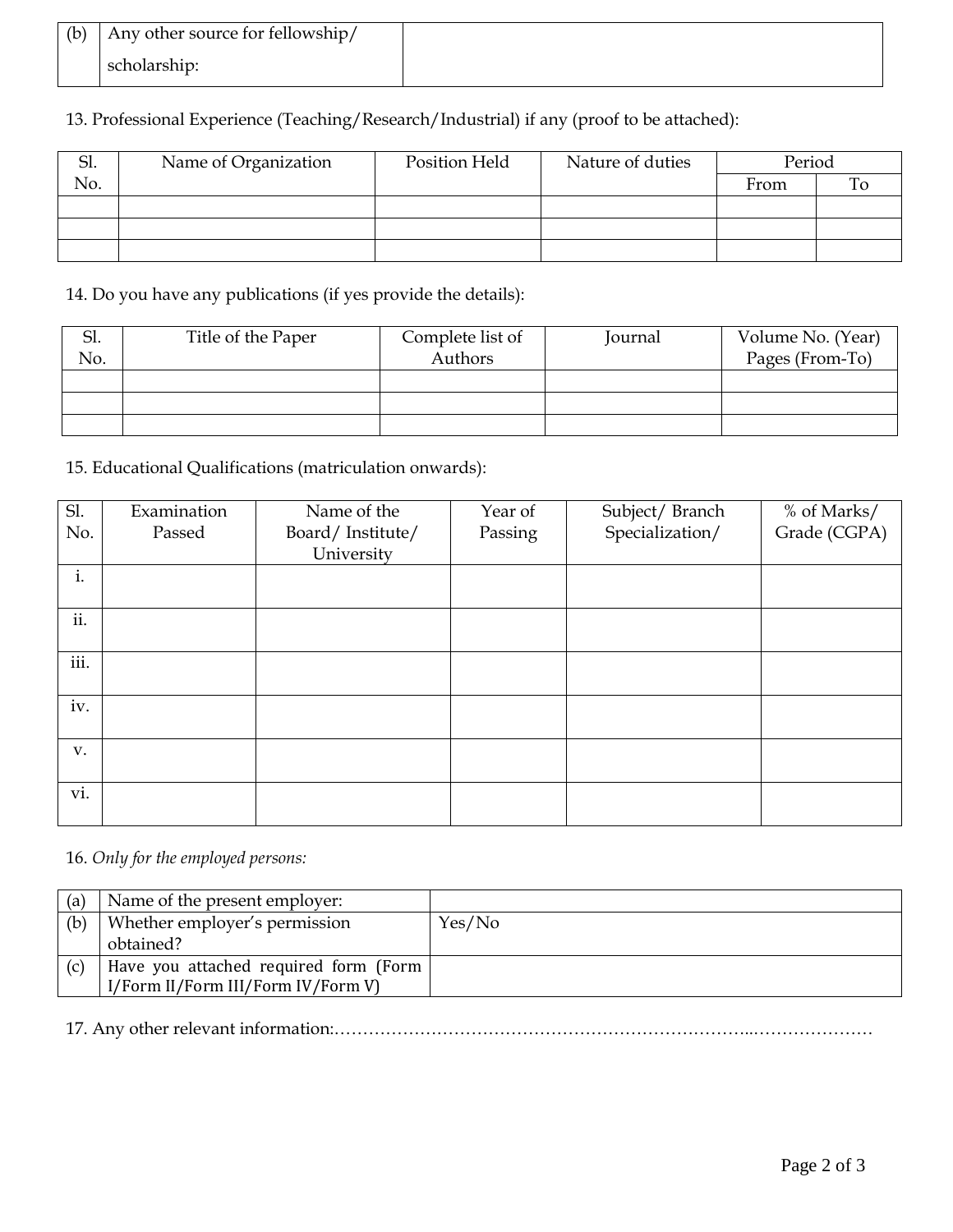| (b) | Any other source for fellowship/ scholarship: | |
|---|---|---|

13. Professional Experience (Teaching/Research/Industrial) if any (proof to be attached):

| Sl. No. | Name of Organization | Position Held | Nature of duties | Period | |
|---|---|---|---|---|---|
| | | | | From | To |
| | | | | | |
| | | | | | |
| | | | | | |

14. Do you have any publications (if yes provide the details):

| Sl. No. | Title of the Paper | Complete list of Authors | Journal | Volume No. (Year) Pages (From-To) |
|---|---|---|---|---|
| | | | | |
| | | | | |
| | | | | |

15. Educational Qualifications (matriculation onwards):

| Sl. No. | Examination Passed | Name of the Board/ Institute/ University | Year of Passing | Subject/ Branch Specialization/ | % of Marks/ Grade (CGPA) |
|---|---|---|---|---|---|
| i. | | | | | |
| ii. | | | | | |
| iii. | | | | | |
| iv. | | | | | |
| v. | | | | | |
| vi. | | | | | |

16. *Only for the employed persons:*

| (a) | Name of the present employer: | |
|---|---|---|
| (b) | Whether employer's permission obtained? | Yes/No |
| (c) | Have you attached required form (Form I/Form II/Form III/Form IV/Form V) | |

17. Any other relevant information:………………………………………………………………...…………………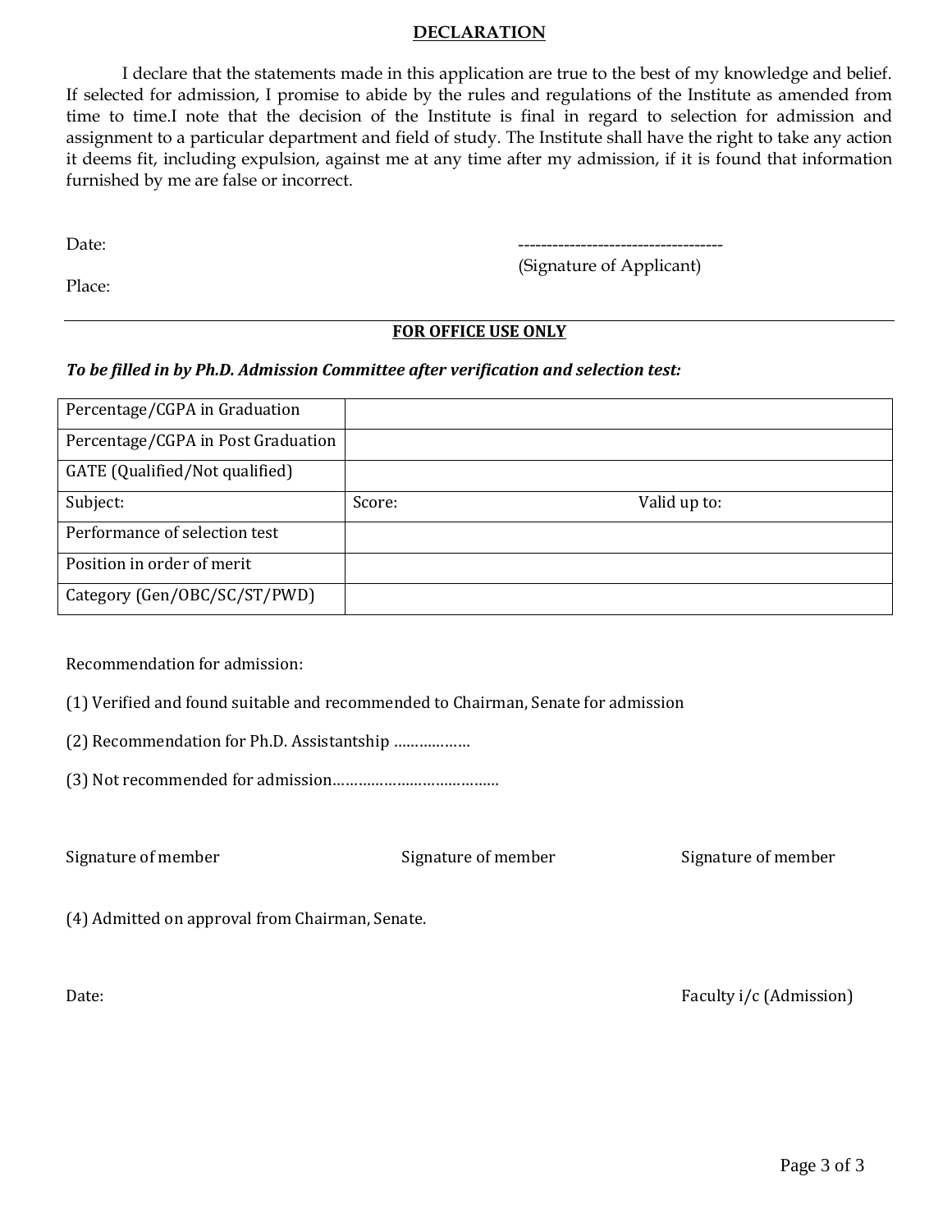## DECLARATION

I declare that the statements made in this application are true to the best of my knowledge and belief. If selected for admission, I promise to abide by the rules and regulations of the Institute as amended from time to time.I note that the decision of the Institute is final in regard to selection for admission and assignment to a particular department and field of study. The Institute shall have the right to take any action it deems fit, including expulsion, against me at any time after my admission, if it is found that information furnished by me are false or incorrect.

Date:

------------------------------------
(Signature of Applicant)

Place:

---

## FOR OFFICE USE ONLY

***To be filled in by Ph.D. Admission Committee after verification and selection test:***

| | | |
|---|---|---|
| Percentage/CGPA in Graduation | | |
| Percentage/CGPA in Post Graduation | | |
| GATE (Qualified/Not qualified) | | |
| Subject: | Score: | Valid up to: |
| Performance of selection test | | |
| Position in order of merit | | |
| Category (Gen/OBC/SC/ST/PWD) | | |

Recommendation for admission:

(1) Verified and found suitable and recommended to Chairman, Senate for admission

(2) Recommendation for Ph.D. Assistantship ………………

(3) Not recommended for admission…………………………………

Signature of member

Signature of member

Signature of member

(4) Admitted on approval from Chairman, Senate.

Date:

Faculty i/c (Admission)